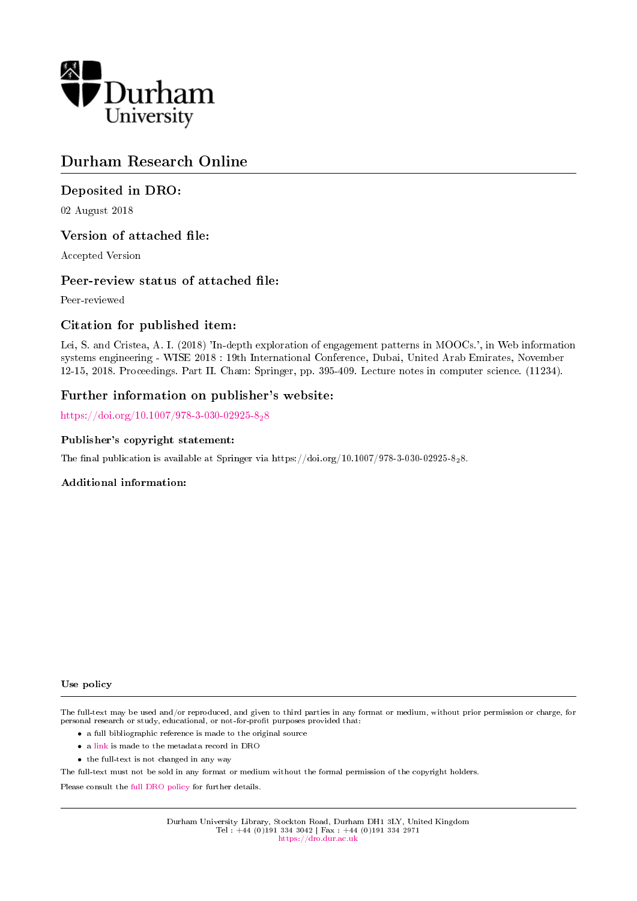Durham University

# Durham Research Online

## Deposited in DRO:

02 August 2018

## Version of attached file:

Accepted Version

## Peer-review status of attached file:

Peer-reviewed

## Citation for published item:

Lei, S. and Cristea, A. I. (2018) 'In-depth exploration of engagement patterns in MOOCs.', in Web information systems engineering - WISE 2018 : 19th International Conference, Dubai, United Arab Emirates, November 12-15, 2018. Proceedings. Part II. Cham: Springer, pp. 395-409. Lecture notes in computer science. (11234).

## Further information on publisher's website:

https://doi.org/10.1007/978-3-030-02925-8$_2$8

### Publisher's copyright statement:

The final publication is available at Springer via https://doi.org/10.1007/978-3-030-02925-8$_2$8.

### Additional information:

### Use policy

The full-text may be used and/or reproduced, and given to third parties in any format or medium, without prior permission or charge, for personal research or study, educational, or not-for-profit purposes provided that:

- a full bibliographic reference is made to the original source
- a link is made to the metadata record in DRO
- the full-text is not changed in any way

The full-text must not be sold in any format or medium without the formal permission of the copyright holders.

Please consult the full DRO policy for further details.

Durham University Library, Stockton Road, Durham DH1 3LY, United Kingdom
Tel : +44 (0)191 334 3042 | Fax : +44 (0)191 334 2971
https://dro.dur.ac.uk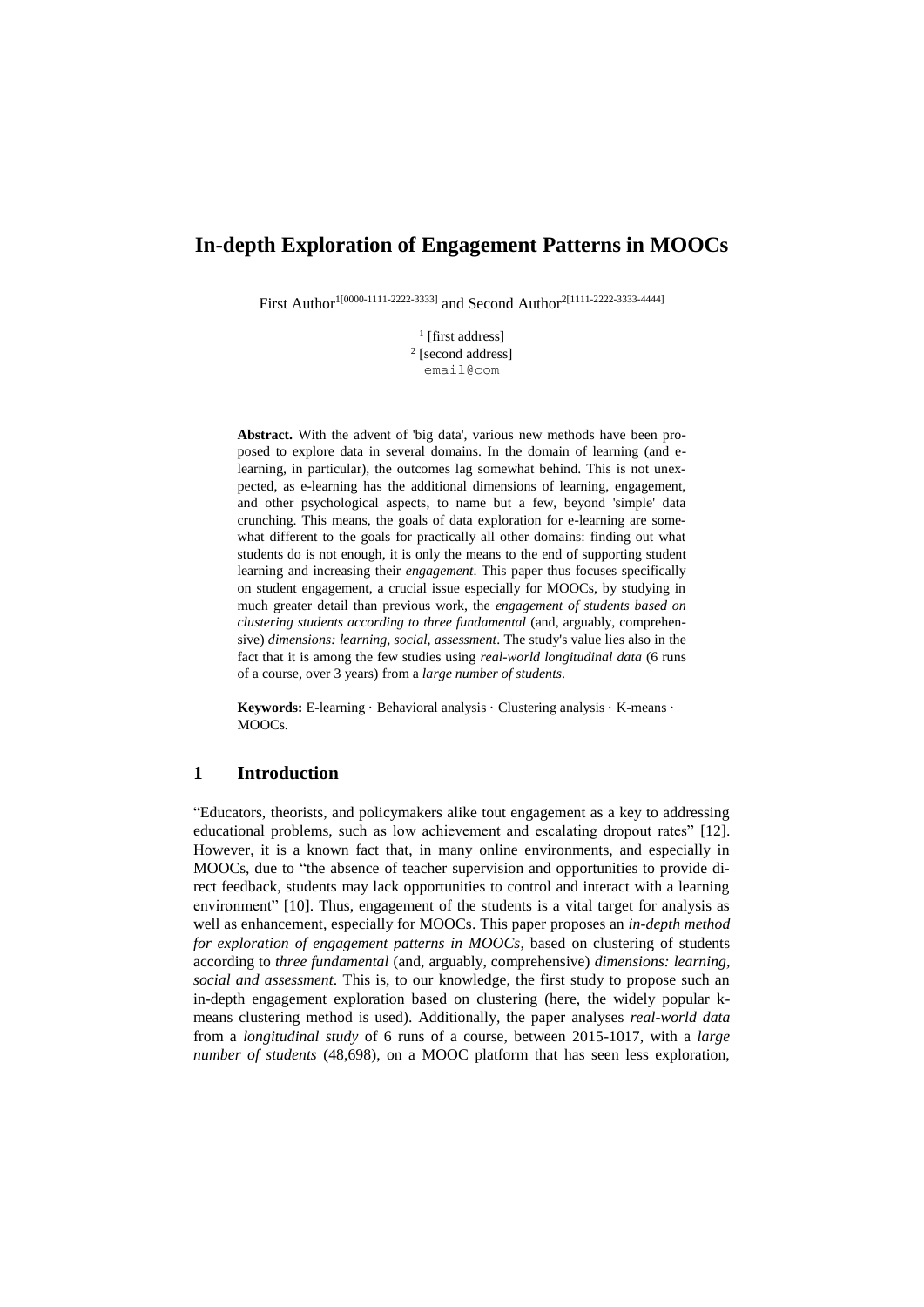# In-depth Exploration of Engagement Patterns in MOOCs

First Author[1[0000-1111-2222-3333]] and Second Author[2[1111-2222-3333-4444]]

[1] [first address]
[2] [second address]
email@com

**Abstract.** With the advent of 'big data', various new methods have been proposed to explore data in several domains. In the domain of learning (and e-learning, in particular), the outcomes lag somewhat behind. This is not unexpected, as e-learning has the additional dimensions of learning, engagement, and other psychological aspects, to name but a few, beyond 'simple' data crunching. This means, the goals of data exploration for e-learning are somewhat different to the goals for practically all other domains: finding out what students do is not enough, it is only the means to the end of supporting student learning and increasing their *engagement*. This paper thus focuses specifically on student engagement, a crucial issue especially for MOOCs, by studying in much greater detail than previous work, the *engagement of students based on clustering students according to three fundamental* (and, arguably, comprehensive) *dimensions: learning, social, assessment*. The study's value lies also in the fact that it is among the few studies using *real-world longitudinal data* (6 runs of a course, over 3 years) from a *large number of students*.

**Keywords:** E-learning · Behavioral analysis · Clustering analysis · K-means · MOOCs.

## 1 Introduction

"Educators, theorists, and policymakers alike tout engagement as a key to addressing educational problems, such as low achievement and escalating dropout rates" [12]. However, it is a known fact that, in many online environments, and especially in MOOCs, due to "the absence of teacher supervision and opportunities to provide direct feedback, students may lack opportunities to control and interact with a learning environment" [10]. Thus, engagement of the students is a vital target for analysis as well as enhancement, especially for MOOCs. This paper proposes an *in-depth method for exploration of engagement patterns in MOOCs*, based on clustering of students according to *three fundamental* (and, arguably, comprehensive) *dimensions: learning, social and assessment*. This is, to our knowledge, the first study to propose such an in-depth engagement exploration based on clustering (here, the widely popular k-means clustering method is used). Additionally, the paper analyses *real-world data* from a *longitudinal study* of 6 runs of a course, between 2015-1017, with a *large number of students* (48,698), on a MOOC platform that has seen less exploration,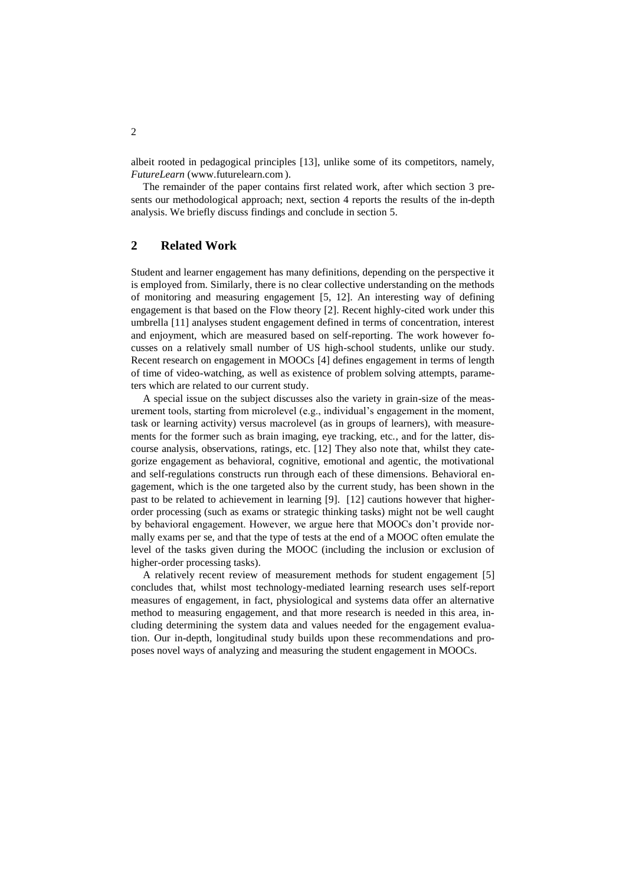albeit rooted in pedagogical principles [13], unlike some of its competitors, namely, *FutureLearn* (www.futurelearn.com ).

The remainder of the paper contains first related work, after which section 3 presents our methodological approach; next, section 4 reports the results of the in-depth analysis. We briefly discuss findings and conclude in section 5.

## 2 Related Work

Student and learner engagement has many definitions, depending on the perspective it is employed from. Similarly, there is no clear collective understanding on the methods of monitoring and measuring engagement [5, 12]. An interesting way of defining engagement is that based on the Flow theory [2]. Recent highly-cited work under this umbrella [11] analyses student engagement defined in terms of concentration, interest and enjoyment, which are measured based on self-reporting. The work however focusses on a relatively small number of US high-school students, unlike our study. Recent research on engagement in MOOCs [4] defines engagement in terms of length of time of video-watching, as well as existence of problem solving attempts, parameters which are related to our current study.

A special issue on the subject discusses also the variety in grain-size of the measurement tools, starting from microlevel (e.g., individual's engagement in the moment, task or learning activity) versus macrolevel (as in groups of learners), with measurements for the former such as brain imaging, eye tracking, etc., and for the latter, discourse analysis, observations, ratings, etc. [12] They also note that, whilst they categorize engagement as behavioral, cognitive, emotional and agentic, the motivational and self-regulations constructs run through each of these dimensions. Behavioral engagement, which is the one targeted also by the current study, has been shown in the past to be related to achievement in learning [9]. [12] cautions however that higher-order processing (such as exams or strategic thinking tasks) might not be well caught by behavioral engagement. However, we argue here that MOOCs don't provide normally exams per se, and that the type of tests at the end of a MOOC often emulate the level of the tasks given during the MOOC (including the inclusion or exclusion of higher-order processing tasks).

A relatively recent review of measurement methods for student engagement [5] concludes that, whilst most technology-mediated learning research uses self-report measures of engagement, in fact, physiological and systems data offer an alternative method to measuring engagement, and that more research is needed in this area, including determining the system data and values needed for the engagement evaluation. Our in-depth, longitudinal study builds upon these recommendations and proposes novel ways of analyzing and measuring the student engagement in MOOCs.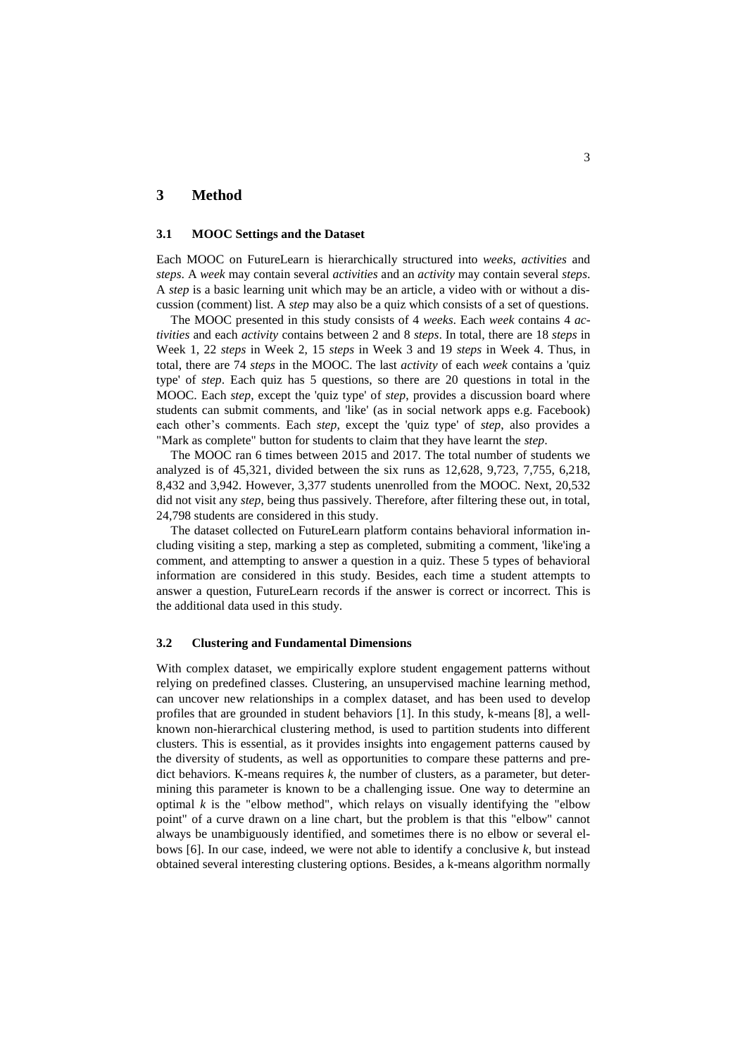## 3 Method

### 3.1 MOOC Settings and the Dataset

Each MOOC on FutureLearn is hierarchically structured into *weeks*, *activities* and *steps*. A *week* may contain several *activities* and an *activity* may contain several *steps*. A *step* is a basic learning unit which may be an article, a video with or without a discussion (comment) list. A *step* may also be a quiz which consists of a set of questions.

The MOOC presented in this study consists of 4 *weeks*. Each *week* contains 4 *activities* and each *activity* contains between 2 and 8 *steps*. In total, there are 18 *steps* in Week 1, 22 *steps* in Week 2, 15 *steps* in Week 3 and 19 *steps* in Week 4. Thus, in total, there are 74 *steps* in the MOOC. The last *activity* of each *week* contains a 'quiz type' of *step*. Each quiz has 5 questions, so there are 20 questions in total in the MOOC. Each *step*, except the 'quiz type' of *step*, provides a discussion board where students can submit comments, and 'like' (as in social network apps e.g. Facebook) each other's comments. Each *step*, except the 'quiz type' of *step*, also provides a "Mark as complete" button for students to claim that they have learnt the *step*.

The MOOC ran 6 times between 2015 and 2017. The total number of students we analyzed is of 45,321, divided between the six runs as 12,628, 9,723, 7,755, 6,218, 8,432 and 3,942. However, 3,377 students unenrolled from the MOOC. Next, 20,532 did not visit any *step*, being thus passively. Therefore, after filtering these out, in total, 24,798 students are considered in this study.

The dataset collected on FutureLearn platform contains behavioral information including visiting a step, marking a step as completed, submiting a comment, 'like'ing a comment, and attempting to answer a question in a quiz. These 5 types of behavioral information are considered in this study. Besides, each time a student attempts to answer a question, FutureLearn records if the answer is correct or incorrect. This is the additional data used in this study.

### 3.2 Clustering and Fundamental Dimensions

With complex dataset, we empirically explore student engagement patterns without relying on predefined classes. Clustering, an unsupervised machine learning method, can uncover new relationships in a complex dataset, and has been used to develop profiles that are grounded in student behaviors [1]. In this study, k-means [8], a well-known non-hierarchical clustering method, is used to partition students into different clusters. This is essential, as it provides insights into engagement patterns caused by the diversity of students, as well as opportunities to compare these patterns and predict behaviors. K-means requires $k$, the number of clusters, as a parameter, but determining this parameter is known to be a challenging issue. One way to determine an optimal $k$ is the "elbow method", which relays on visually identifying the "elbow point" of a curve drawn on a line chart, but the problem is that this "elbow" cannot always be unambiguously identified, and sometimes there is no elbow or several elbows [6]. In our case, indeed, we were not able to identify a conclusive $k$, but instead obtained several interesting clustering options. Besides, a k-means algorithm normally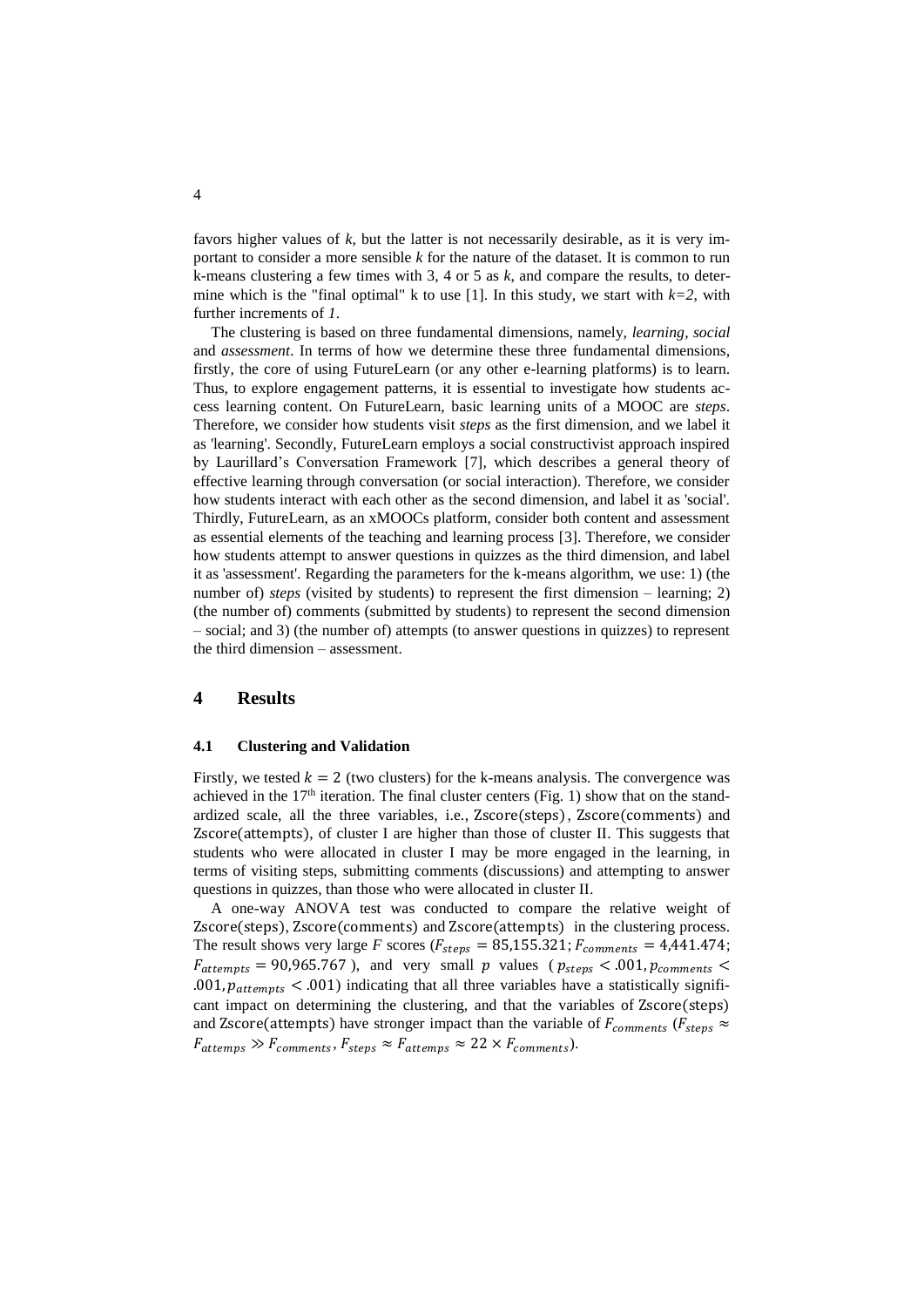favors higher values of *k*, but the latter is not necessarily desirable, as it is very important to consider a more sensible *k* for the nature of the dataset. It is common to run k-means clustering a few times with 3, 4 or 5 as *k*, and compare the results, to determine which is the "final optimal" k to use [1]. In this study, we start with *k=2*, with further increments of *1*.

The clustering is based on three fundamental dimensions, namely, *learning*, *social* and *assessment*. In terms of how we determine these three fundamental dimensions, firstly, the core of using FutureLearn (or any other e-learning platforms) is to learn. Thus, to explore engagement patterns, it is essential to investigate how students access learning content. On FutureLearn, basic learning units of a MOOC are *steps*. Therefore, we consider how students visit *steps* as the first dimension, and we label it as 'learning'. Secondly, FutureLearn employs a social constructivist approach inspired by Laurillard's Conversation Framework [7], which describes a general theory of effective learning through conversation (or social interaction). Therefore, we consider how students interact with each other as the second dimension, and label it as 'social'. Thirdly, FutureLearn, as an xMOOCs platform, consider both content and assessment as essential elements of the teaching and learning process [3]. Therefore, we consider how students attempt to answer questions in quizzes as the third dimension, and label it as 'assessment'. Regarding the parameters for the k-means algorithm, we use: 1) (the number of) *steps* (visited by students) to represent the first dimension – learning; 2) (the number of) comments (submitted by students) to represent the second dimension – social; and 3) (the number of) attempts (to answer questions in quizzes) to represent the third dimension – assessment.

# 4 Results

## 4.1 Clustering and Validation

Firstly, we tested $k = 2$ (two clusters) for the k-means analysis. The convergence was achieved in the 17th iteration. The final cluster centers (Fig. 1) show that on the standardized scale, all the three variables, i.e., $\text{Zscore(steps)}$, $\text{Zscore(comments)}$ and $\text{Zscore(attempts)}$, of cluster I are higher than those of cluster II. This suggests that students who were allocated in cluster I may be more engaged in the learning, in terms of visiting steps, submitting comments (discussions) and attempting to answer questions in quizzes, than those who were allocated in cluster II.

A one-way ANOVA test was conducted to compare the relative weight of $\text{Zscore(steps)}$, $\text{Zscore(comments)}$ and $\text{Zscore(attempts)}$ in the clustering process. The result shows very large *F* scores ($F_{steps} = 85{,}155.321$; $F_{comments} = 4{,}441.474$; $F_{attempts} = 90{,}965.767$), and very small $p$ values ($p_{steps} < .001, p_{comments} < .001, p_{attempts} < .001$) indicating that all three variables have a statistically significant impact on determining the clustering, and that the variables of $\text{Zscore(steps)}$ and $\text{Zscore(attempts)}$ have stronger impact than the variable of $F_{comments}$ ($F_{steps} \approx F_{attemps} \gg F_{comments}$, $F_{steps} \approx F_{attemps} \approx 22 \times F_{comments}$).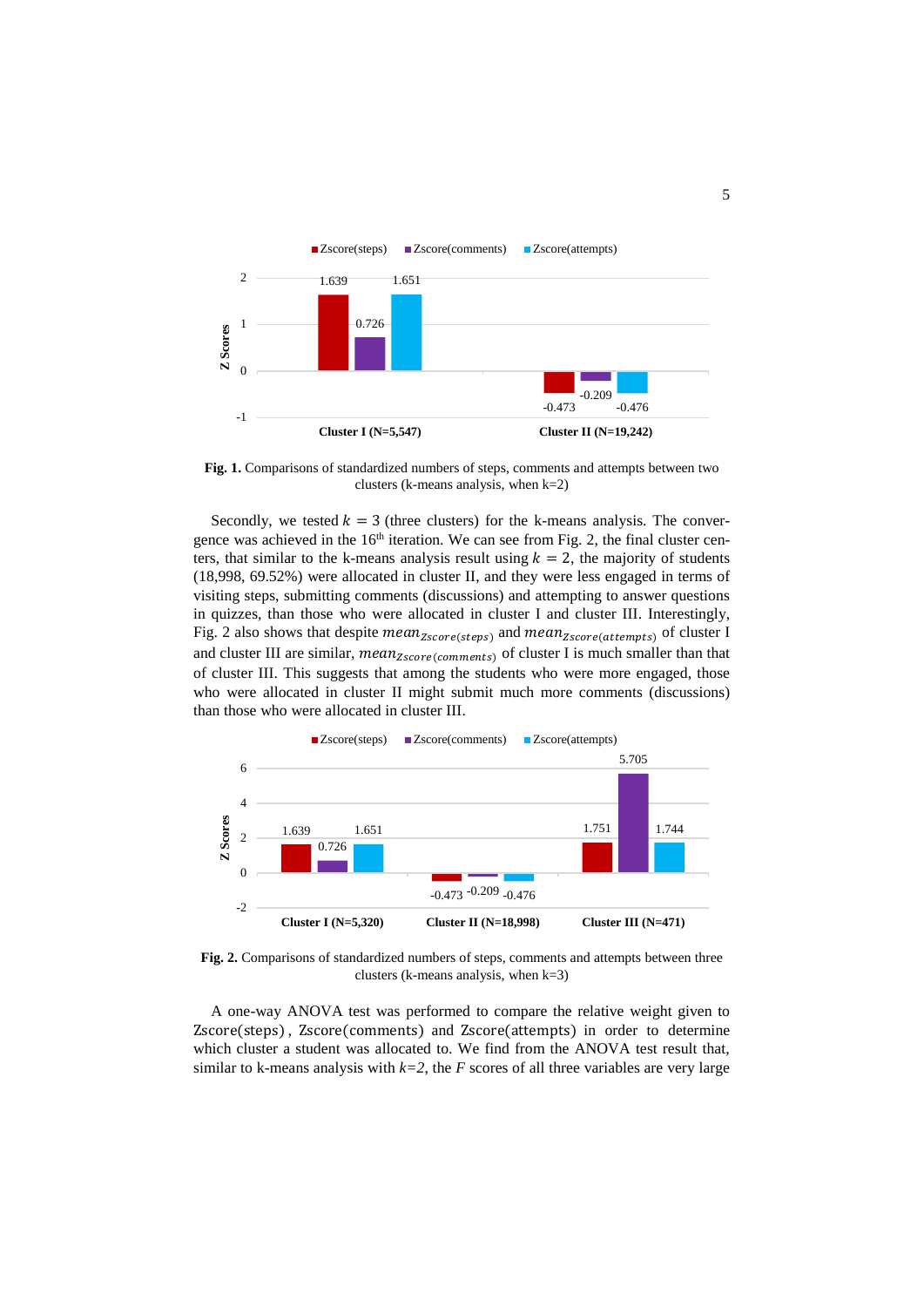**Fig. 1.** Comparisons of standardized numbers of steps, comments and attempts between two clusters (k-means analysis, when k=2)

Secondly, we tested $k = 3$ (three clusters) for the k-means analysis. The convergence was achieved in the 16[th] iteration. We can see from Fig. 2, the final cluster centers, that similar to the k-means analysis result using $k = 2$, the majority of students (18,998, 69.52%) were allocated in cluster II, and they were less engaged in terms of visiting steps, submitting comments (discussions) and attempting to answer questions in quizzes, than those who were allocated in cluster I and cluster III. Interestingly, Fig. 2 also shows that despite $mean_{Zscore(steps)}$ and $mean_{Zscore(attempts)}$ of cluster I and cluster III are similar, $mean_{Zscore(comments)}$ of cluster I is much smaller than that of cluster III. This suggests that among the students who were more engaged, those who were allocated in cluster II might submit much more comments (discussions) than those who were allocated in cluster III.

**Fig. 2.** Comparisons of standardized numbers of steps, comments and attempts between three clusters (k-means analysis, when k=3)

A one-way ANOVA test was performed to compare the relative weight given to $\mathrm{Zscore(steps)}$, $\mathrm{Zscore(comments)}$ and $\mathrm{Zscore(attempts)}$ in order to determine which cluster a student was allocated to. We find from the ANOVA test result that, similar to k-means analysis with $k=2$, the $F$ scores of all three variables are very large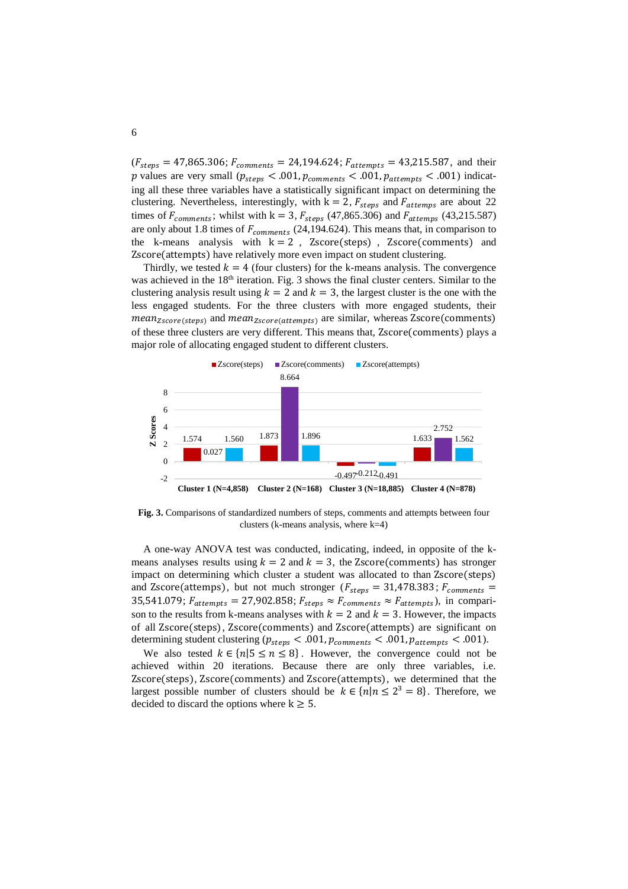($F_{steps}$ = 47,865.306; $F_{comments}$ = 24,194.624; $F_{attempts}$ = 43,215.587, and their $p$ values are very small ($p_{steps} < .001, p_{comments} < .001, p_{attempts} < .001$) indicating all these three variables have a statistically significant impact on determining the clustering. Nevertheless, interestingly, with k = 2, $F_{steps}$ and $F_{attemps}$ are about 22 times of $F_{comments}$; whilst with k = 3, $F_{steps}$ (47,865.306) and $F_{attemps}$ (43,215.587) are only about 1.8 times of $F_{comments}$ (24,194.624). This means that, in comparison to the k-means analysis with k = 2 , Zscore(steps) , Zscore(comments) and Zscore(attempts) have relatively more even impact on student clustering.

Thirdly, we tested $k = 4$ (four clusters) for the k-means analysis. The convergence was achieved in the 18[th] iteration. Fig. 3 shows the final cluster centers. Similar to the clustering analysis result using $k = 2$ and $k = 3$, the largest cluster is the one with the less engaged students. For the three clusters with more engaged students, their $mean_{Zscore(steps)}$ and $mean_{Zscore(attempts)}$ are similar, whereas Zscore(comments) of these three clusters are very different. This means that, Zscore(comments) plays a major role of allocating engaged student to different clusters.

| | Zscore(steps) | Zscore(comments) | Zscore(attempts) |
|---|---|---|---|
| Cluster 1 (N=4,858) | 1.574 | 0.027 | 1.560 |
| Cluster 2 (N=168) | 1.873 | 8.664 | 1.896 |
| Cluster 3 (N=18,885) | -0.497 | -0.212 | -0.491 |
| Cluster 4 (N=878) | 1.633 | 2.752 | 1.562 |

**Fig. 3.** Comparisons of standardized numbers of steps, comments and attempts between four clusters (k-means analysis, where k=4)

A one-way ANOVA test was conducted, indicating, indeed, in opposite of the k-means analyses results using $k = 2$ and $k = 3$, the Zscore(comments) has stronger impact on determining which cluster a student was allocated to than Zscore(steps) and Zscore(attemps), but not much stronger ($F_{steps}$ = 31,478.383; $F_{comments}$ = 35,541.079; $F_{attempts}$ = 27,902.858; $F_{steps} \approx F_{comments} \approx F_{attempts}$), in comparison to the results from k-means analyses with $k = 2$ and $k = 3$. However, the impacts of all Zscore(steps), Zscore(comments) and Zscore(attempts) are significant on determining student clustering ($p_{steps} < .001, p_{comments} < .001, p_{attempts} < .001$).

We also tested $k \in \{n|5 \leq n \leq 8\}$. However, the convergence could not be achieved within 20 iterations. Because there are only three variables, i.e. Zscore(steps), Zscore(comments) and Zscore(attempts), we determined that the largest possible number of clusters should be $k \in \{n|n \leq 2^3 = 8\}$. Therefore, we decided to discard the options where $k \geq 5$.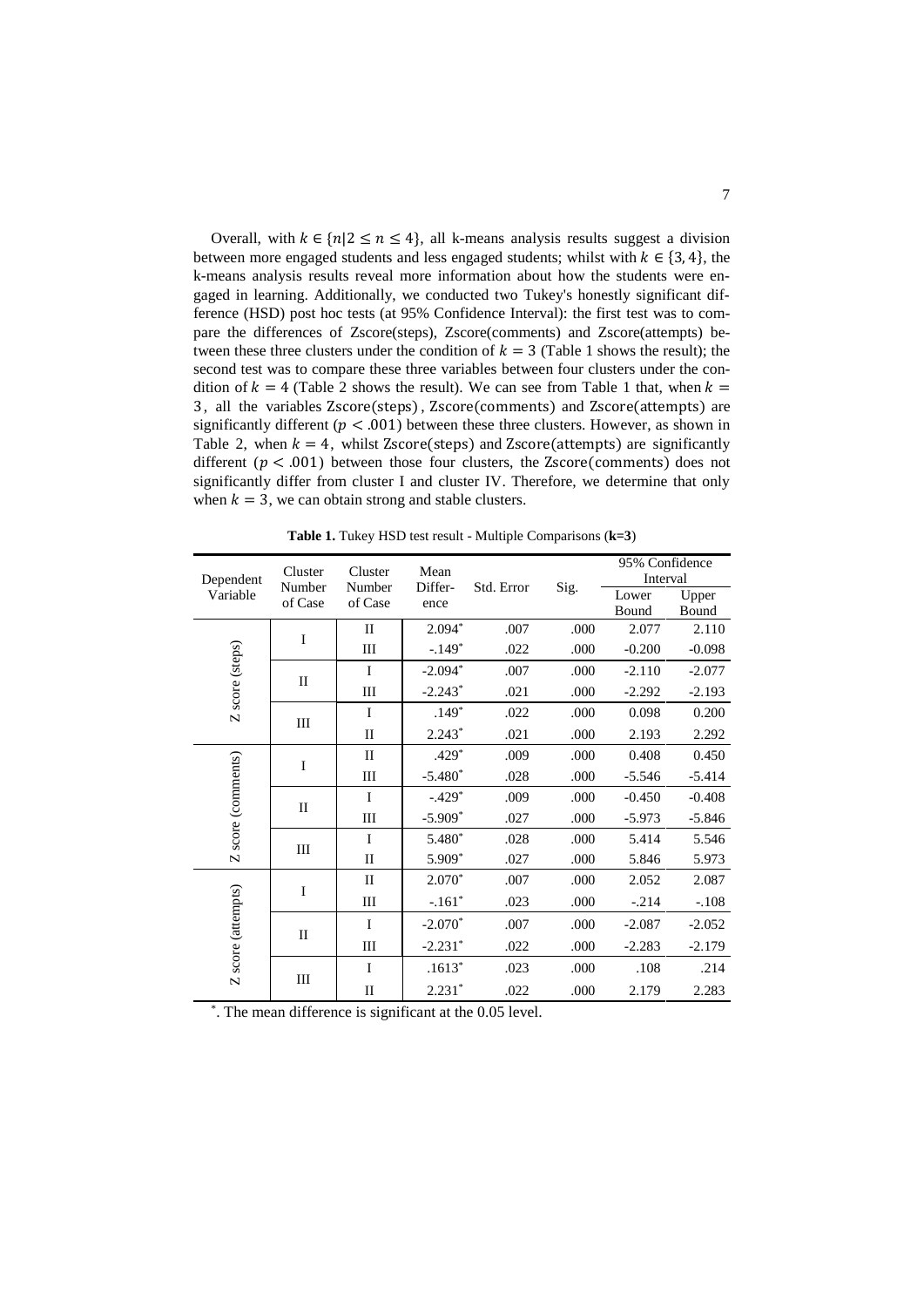Overall, with $k \in \{n|2 \leq n \leq 4\}$, all k-means analysis results suggest a division between more engaged students and less engaged students; whilst with $k \in \{3, 4\}$, the k-means analysis results reveal more information about how the students were engaged in learning. Additionally, we conducted two Tukey's honestly significant difference (HSD) post hoc tests (at 95% Confidence Interval): the first test was to compare the differences of $\text{Zscore(steps)}$, $\text{Zscore(comments)}$ and $\text{Zscore(attempts)}$ between these three clusters under the condition of $k = 3$ (Table 1 shows the result); the second test was to compare these three variables between four clusters under the condition of $k = 4$ (Table 2 shows the result). We can see from Table 1 that, when $k = 3$, all the variables $\text{Zscore(steps)}$, $\text{Zscore(comments)}$ and $\text{Zscore(attempts)}$ are significantly different ($p < .001$) between these three clusters. However, as shown in Table 2, when $k = 4$, whilst $\text{Zscore(steps)}$ and $\text{Zscore(attempts)}$ are significantly different ($p < .001$) between those four clusters, the $\text{Zscore(comments)}$ does not significantly differ from cluster I and cluster IV. Therefore, we determine that only when $k = 3$, we can obtain strong and stable clusters.

**Table 1.** Tukey HSD test result - Multiple Comparisons (**k=3**)

| Dependent Variable | Cluster Number of Case | Cluster Number of Case | Mean Difference | Std. Error | Sig. | 95% Confidence Interval | |
|---|---|---|---|---|---|---|---|
| | | | | | | Lower Bound | Upper Bound |
| Z score (steps) | I | II | 2.094* | .007 | .000 | 2.077 | 2.110 |
| | | III | -.149* | .022 | .000 | -0.200 | -0.098 |
| | II | I | -2.094* | .007 | .000 | -2.110 | -2.077 |
| | | III | -2.243* | .021 | .000 | -2.292 | -2.193 |
| | III | I | .149* | .022 | .000 | 0.098 | 0.200 |
| | | II | 2.243* | .021 | .000 | 2.193 | 2.292 |
| Z score (comments) | I | II | .429* | .009 | .000 | 0.408 | 0.450 |
| | | III | -5.480* | .028 | .000 | -5.546 | -5.414 |
| | II | I | -.429* | .009 | .000 | -0.450 | -0.408 |
| | | III | -5.909* | .027 | .000 | -5.973 | -5.846 |
| | III | I | 5.480* | .028 | .000 | 5.414 | 5.546 |
| | | II | 5.909* | .027 | .000 | 5.846 | 5.973 |
| Z score (attempts) | I | II | 2.070* | .007 | .000 | 2.052 | 2.087 |
| | | III | -.161* | .023 | .000 | -.214 | -.108 |
| | II | I | -2.070* | .007 | .000 | -2.087 | -2.052 |
| | | III | -2.231* | .022 | .000 | -2.283 | -2.179 |
| | III | I | .1613* | .023 | .000 | .108 | .214 |
| | | II | 2.231* | .022 | .000 | 2.179 | 2.283 |

*. The mean difference is significant at the 0.05 level.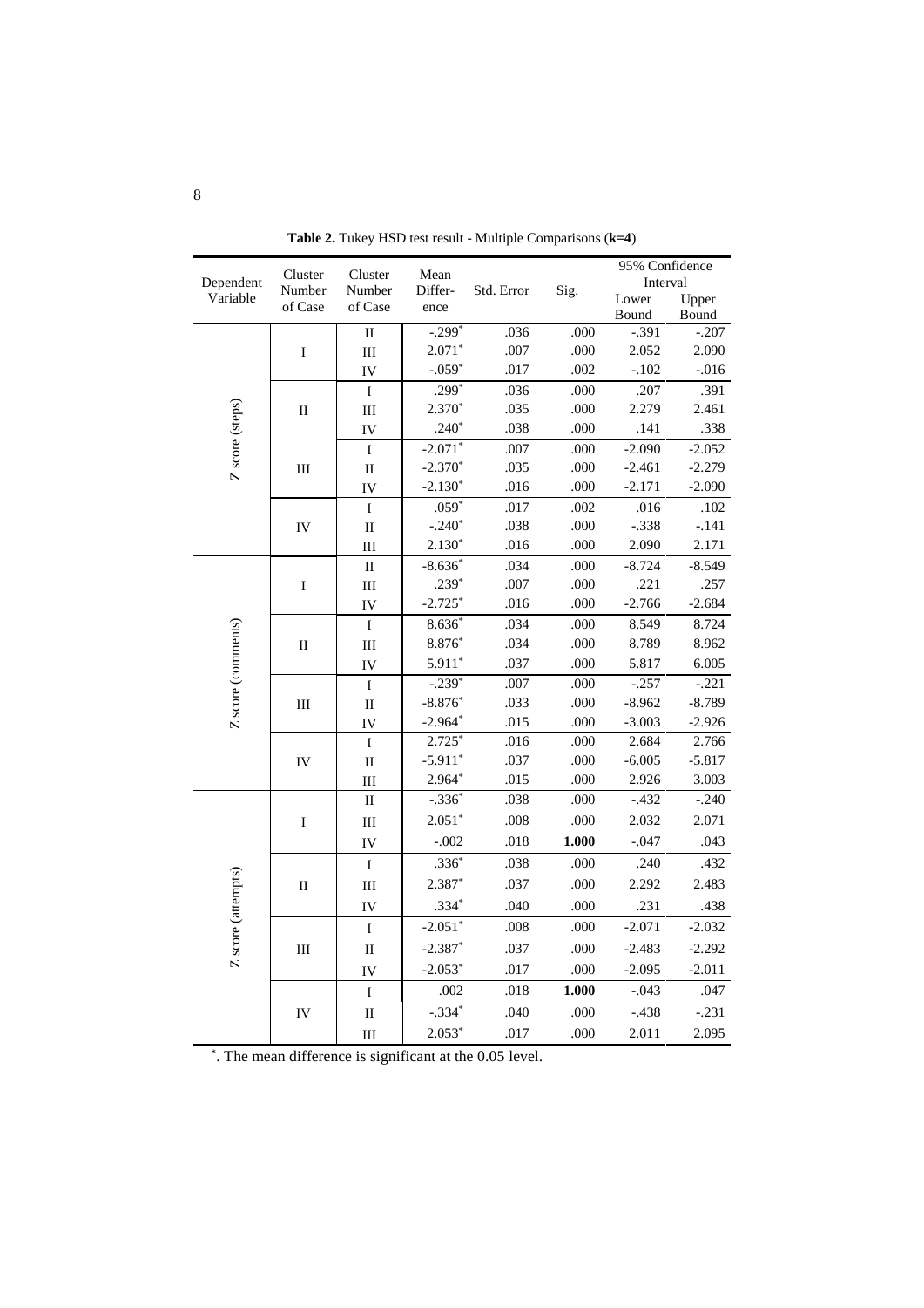**Table 2.** Tukey HSD test result - Multiple Comparisons (**k=4**)

| Dependent Variable | Cluster Number of Case | Cluster Number of Case | Mean Differ-ence | Std. Error | Sig. | 95% Confidence Interval | |
|---|---|---|---|---|---|---|---|
| | | | | | | Lower Bound | Upper Bound |
| Z score (steps) | I | II | -.299* | .036 | .000 | -.391 | -.207 |
| | | III | 2.071* | .007 | .000 | 2.052 | 2.090 |
| | | IV | -.059* | .017 | .002 | -.102 | -.016 |
| | II | I | .299* | .036 | .000 | .207 | .391 |
| | | III | 2.370* | .035 | .000 | 2.279 | 2.461 |
| | | IV | .240* | .038 | .000 | .141 | .338 |
| | III | I | -2.071* | .007 | .000 | -2.090 | -2.052 |
| | | II | -2.370* | .035 | .000 | -2.461 | -2.279 |
| | | IV | -2.130* | .016 | .000 | -2.171 | -2.090 |
| | IV | I | .059* | .017 | .002 | .016 | .102 |
| | | II | -.240* | .038 | .000 | -.338 | -.141 |
| | | III | 2.130* | .016 | .000 | 2.090 | 2.171 |
| Z score (comments) | I | II | -8.636* | .034 | .000 | -8.724 | -8.549 |
| | | III | .239* | .007 | .000 | .221 | .257 |
| | | IV | -2.725* | .016 | .000 | -2.766 | -2.684 |
| | II | I | 8.636* | .034 | .000 | 8.549 | 8.724 |
| | | III | 8.876* | .034 | .000 | 8.789 | 8.962 |
| | | IV | 5.911* | .037 | .000 | 5.817 | 6.005 |
| | III | I | -.239* | .007 | .000 | -.257 | -.221 |
| | | II | -8.876* | .033 | .000 | -8.962 | -8.789 |
| | | IV | -2.964* | .015 | .000 | -3.003 | -2.926 |
| | IV | I | 2.725* | .016 | .000 | 2.684 | 2.766 |
| | | II | -5.911* | .037 | .000 | -6.005 | -5.817 |
| | | III | 2.964* | .015 | .000 | 2.926 | 3.003 |
| Z score (attempts) | I | II | -.336* | .038 | .000 | -.432 | -.240 |
| | | III | 2.051* | .008 | .000 | 2.032 | 2.071 |
| | | IV | -.002 | .018 | **1.000** | -.047 | .043 |
| | II | I | .336* | .038 | .000 | .240 | .432 |
| | | III | 2.387* | .037 | .000 | 2.292 | 2.483 |
| | | IV | .334* | .040 | .000 | .231 | .438 |
| | III | I | -2.051* | .008 | .000 | -2.071 | -2.032 |
| | | II | -2.387* | .037 | .000 | -2.483 | -2.292 |
| | | IV | -2.053* | .017 | .000 | -2.095 | -2.011 |
| | IV | I | .002 | .018 | **1.000** | -.043 | .047 |
| | | II | -.334* | .040 | .000 | -.438 | -.231 |
| | | III | 2.053* | .017 | .000 | 2.011 | 2.095 |

*. The mean difference is significant at the 0.05 level.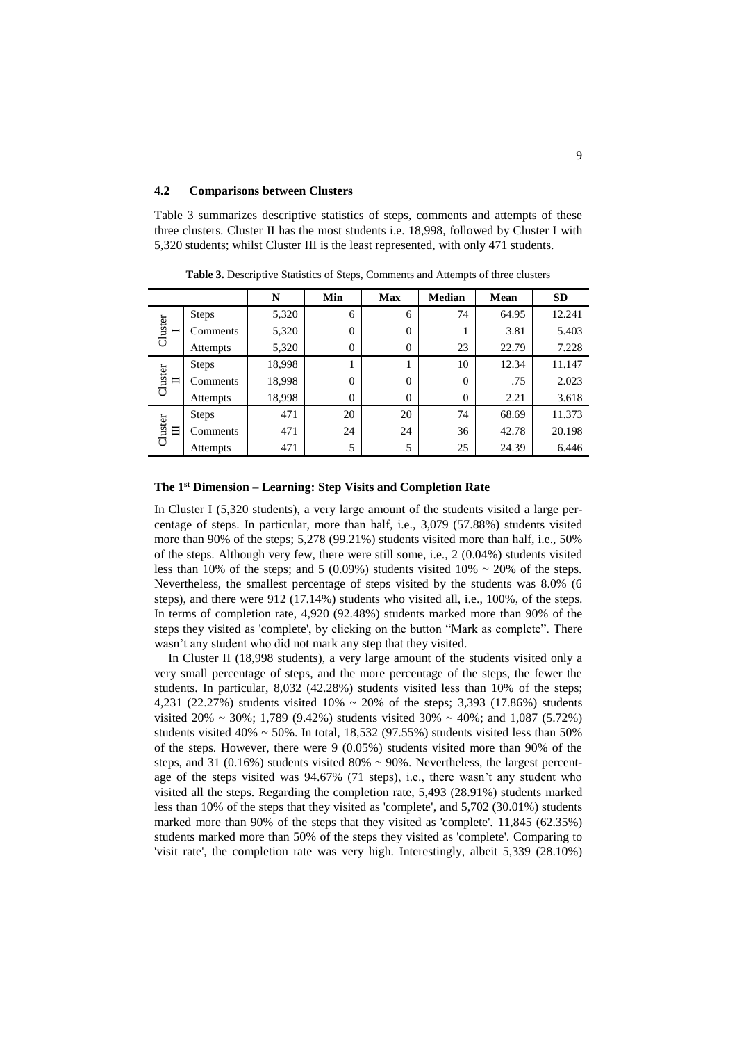### 4.2 Comparisons between Clusters

Table 3 summarizes descriptive statistics of steps, comments and attempts of these three clusters. Cluster II has the most students i.e. 18,998, followed by Cluster I with 5,320 students; whilst Cluster III is the least represented, with only 471 students.

**Table 3.** Descriptive Statistics of Steps, Comments and Attempts of three clusters

| | | N | Min | Max | Median | Mean | SD |
|---|---|---|---|---|---|---|---|
| Cluster I | Steps | 5,320 | 6 | 6 | 74 | 64.95 | 12.241 |
| | Comments | 5,320 | 0 | 0 | 1 | 3.81 | 5.403 |
| | Attempts | 5,320 | 0 | 0 | 23 | 22.79 | 7.228 |
| Cluster II | Steps | 18,998 | 1 | 1 | 10 | 12.34 | 11.147 |
| | Comments | 18,998 | 0 | 0 | 0 | .75 | 2.023 |
| | Attempts | 18,998 | 0 | 0 | 0 | 2.21 | 3.618 |
| Cluster III | Steps | 471 | 20 | 20 | 74 | 68.69 | 11.373 |
| | Comments | 471 | 24 | 24 | 36 | 42.78 | 20.198 |
| | Attempts | 471 | 5 | 5 | 25 | 24.39 | 6.446 |

#### The 1st Dimension – Learning: Step Visits and Completion Rate

In Cluster I (5,320 students), a very large amount of the students visited a large percentage of steps. In particular, more than half, i.e., 3,079 (57.88%) students visited more than 90% of the steps; 5,278 (99.21%) students visited more than half, i.e., 50% of the steps. Although very few, there were still some, i.e., 2 (0.04%) students visited less than 10% of the steps; and 5 (0.09%) students visited 10% ~ 20% of the steps. Nevertheless, the smallest percentage of steps visited by the students was 8.0% (6 steps), and there were 912 (17.14%) students who visited all, i.e., 100%, of the steps. In terms of completion rate, 4,920 (92.48%) students marked more than 90% of the steps they visited as 'complete', by clicking on the button "Mark as complete". There wasn't any student who did not mark any step that they visited.

In Cluster II (18,998 students), a very large amount of the students visited only a very small percentage of steps, and the more percentage of the steps, the fewer the students. In particular, 8,032 (42.28%) students visited less than 10% of the steps; 4,231 (22.27%) students visited 10% ~ 20% of the steps; 3,393 (17.86%) students visited 20% ~ 30%; 1,789 (9.42%) students visited 30% ~ 40%; and 1,087 (5.72%) students visited 40% ~ 50%. In total, 18,532 (97.55%) students visited less than 50% of the steps. However, there were 9 (0.05%) students visited more than 90% of the steps, and 31 (0.16%) students visited 80% ~ 90%. Nevertheless, the largest percentage of the steps visited was 94.67% (71 steps), i.e., there wasn't any student who visited all the steps. Regarding the completion rate, 5,493 (28.91%) students marked less than 10% of the steps that they visited as 'complete', and 5,702 (30.01%) students marked more than 90% of the steps that they visited as 'complete'. 11,845 (62.35%) students marked more than 50% of the steps they visited as 'complete'. Comparing to 'visit rate', the completion rate was very high. Interestingly, albeit 5,339 (28.10%)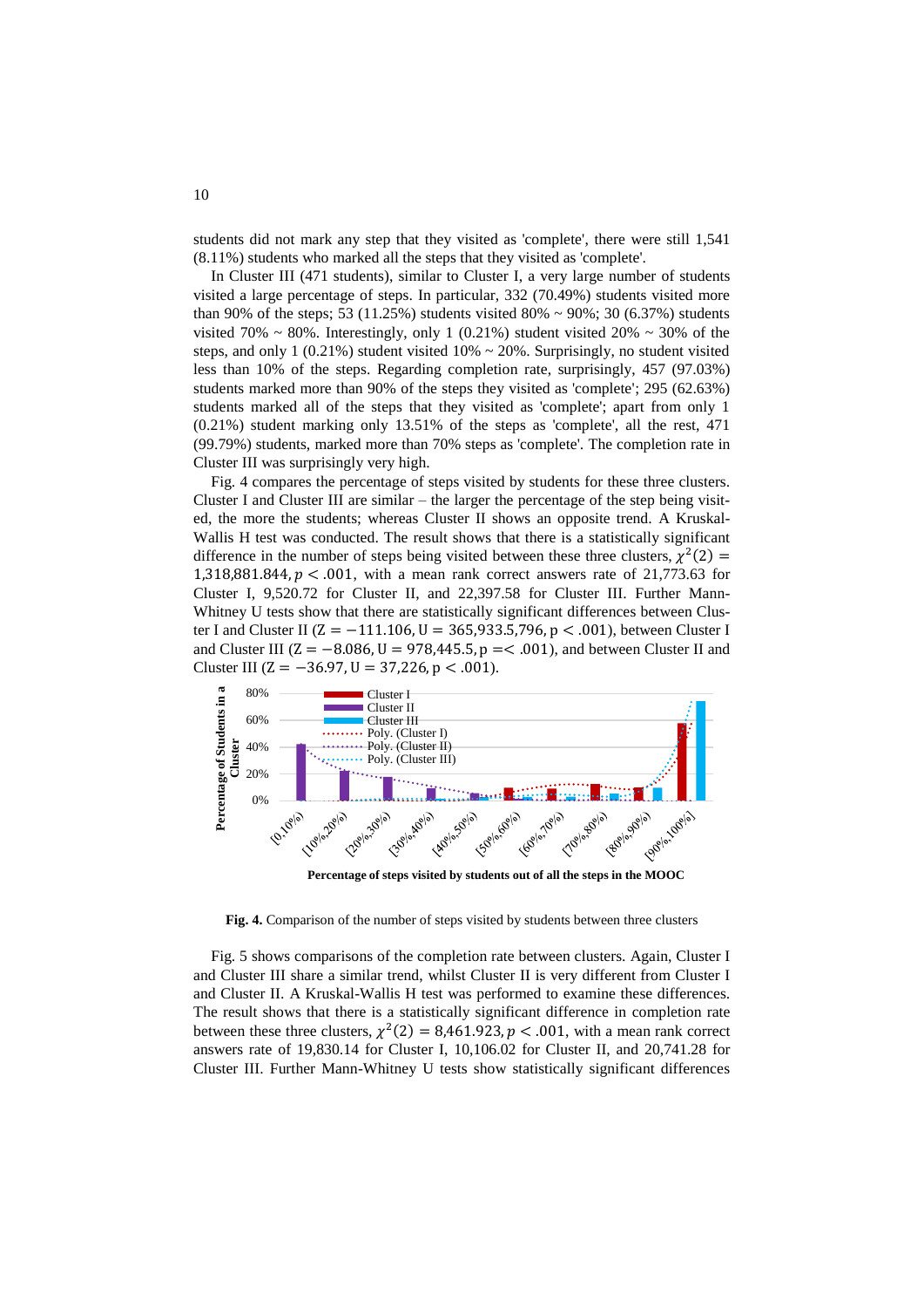students did not mark any step that they visited as 'complete', there were still 1,541 (8.11%) students who marked all the steps that they visited as 'complete'.

In Cluster III (471 students), similar to Cluster I, a very large number of students visited a large percentage of steps. In particular, 332 (70.49%) students visited more than 90% of the steps; 53 (11.25%) students visited 80% ~ 90%; 30 (6.37%) students visited 70% ~ 80%. Interestingly, only 1 (0.21%) student visited 20% ~ 30% of the steps, and only 1 (0.21%) student visited 10% ~ 20%. Surprisingly, no student visited less than 10% of the steps. Regarding completion rate, surprisingly, 457 (97.03%) students marked more than 90% of the steps they visited as 'complete'; 295 (62.63%) students marked all of the steps that they visited as 'complete'; apart from only 1 (0.21%) student marking only 13.51% of the steps as 'complete', all the rest, 471 (99.79%) students, marked more than 70% steps as 'complete'. The completion rate in Cluster III was surprisingly very high.

Fig. 4 compares the percentage of steps visited by students for these three clusters. Cluster I and Cluster III are similar – the larger the percentage of the step being visited, the more the students; whereas Cluster II shows an opposite trend. A Kruskal-Wallis H test was conducted. The result shows that there is a statistically significant difference in the number of steps being visited between these three clusters, $\chi^2(2) = 1{,}318{,}881.844, p < .001$, with a mean rank correct answers rate of 21,773.63 for Cluster I, 9,520.72 for Cluster II, and 22,397.58 for Cluster III. Further Mann-Whitney U tests show that there are statistically significant differences between Cluster I and Cluster II ($Z = -111.106, U = 365{,}933.5{,}796, p < .001$), between Cluster I and Cluster III ($Z = -8.086, U = 978{,}445.5, p =< .001$), and between Cluster II and Cluster III ($Z = -36.97, U = 37{,}226, p < .001$).

**Fig. 4.** Comparison of the number of steps visited by students between three clusters

Fig. 5 shows comparisons of the completion rate between clusters. Again, Cluster I and Cluster III share a similar trend, whilst Cluster II is very different from Cluster I and Cluster II. A Kruskal-Wallis H test was performed to examine these differences. The result shows that there is a statistically significant difference in completion rate between these three clusters, $\chi^2(2) = 8{,}461.923, p < .001$, with a mean rank correct answers rate of 19,830.14 for Cluster I, 10,106.02 for Cluster II, and 20,741.28 for Cluster III. Further Mann-Whitney U tests show statistically significant differences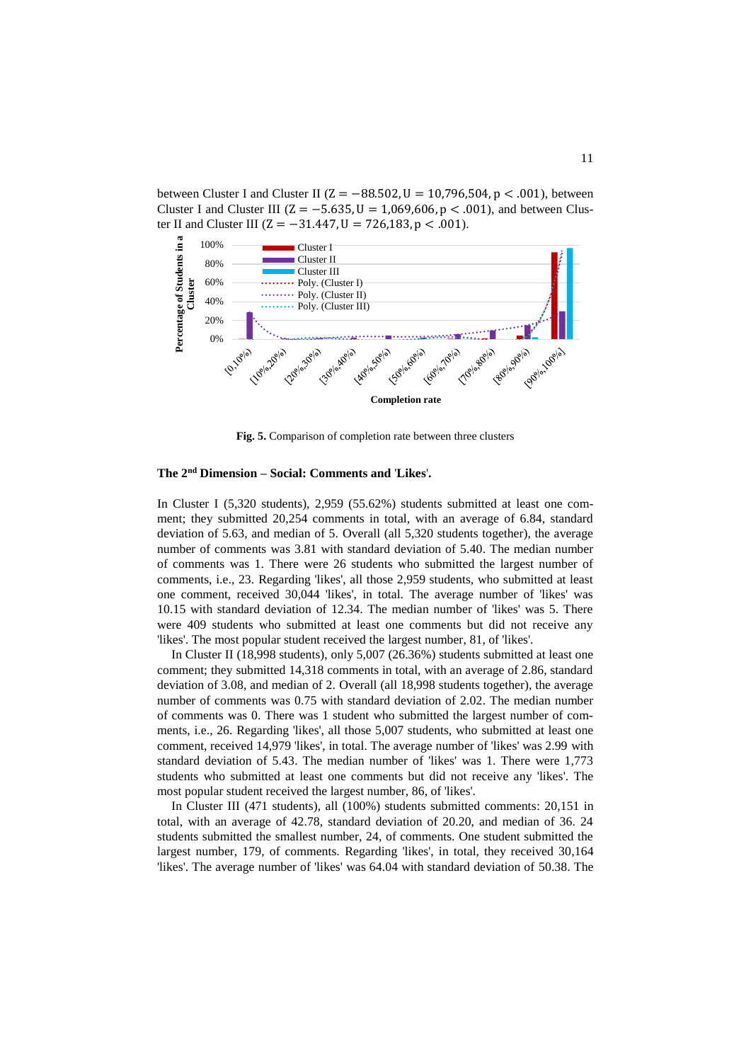between Cluster I and Cluster II ($Z = -88.502, U = 10{,}796{,}504, p < .001$), between Cluster I and Cluster III ($Z = -5.635, U = 1{,}069{,}606, p < .001$), and between Cluster II and Cluster III ($Z = -31.447, U = 726{,}183, p < .001$).

**Fig. 5.** Comparison of completion rate between three clusters

### The 2nd Dimension – Social: Comments and 'Likes'.

In Cluster I (5,320 students), 2,959 (55.62%) students submitted at least one comment; they submitted 20,254 comments in total, with an average of 6.84, standard deviation of 5.63, and median of 5. Overall (all 5,320 students together), the average number of comments was 3.81 with standard deviation of 5.40. The median number of comments was 1. There were 26 students who submitted the largest number of comments, i.e., 23. Regarding 'likes', all those 2,959 students, who submitted at least one comment, received 30,044 'likes', in total. The average number of 'likes' was 10.15 with standard deviation of 12.34. The median number of 'likes' was 5. There were 409 students who submitted at least one comments but did not receive any 'likes'. The most popular student received the largest number, 81, of 'likes'.

In Cluster II (18,998 students), only 5,007 (26.36%) students submitted at least one comment; they submitted 14,318 comments in total, with an average of 2.86, standard deviation of 3.08, and median of 2. Overall (all 18,998 students together), the average number of comments was 0.75 with standard deviation of 2.02. The median number of comments was 0. There was 1 student who submitted the largest number of comments, i.e., 26. Regarding 'likes', all those 5,007 students, who submitted at least one comment, received 14,979 'likes', in total. The average number of 'likes' was 2.99 with standard deviation of 5.43. The median number of 'likes' was 1. There were 1,773 students who submitted at least one comments but did not receive any 'likes'. The most popular student received the largest number, 86, of 'likes'.

In Cluster III (471 students), all (100%) students submitted comments: 20,151 in total, with an average of 42.78, standard deviation of 20.20, and median of 36. 24 students submitted the smallest number, 24, of comments. One student submitted the largest number, 179, of comments. Regarding 'likes', in total, they received 30,164 'likes'. The average number of 'likes' was 64.04 with standard deviation of 50.38. The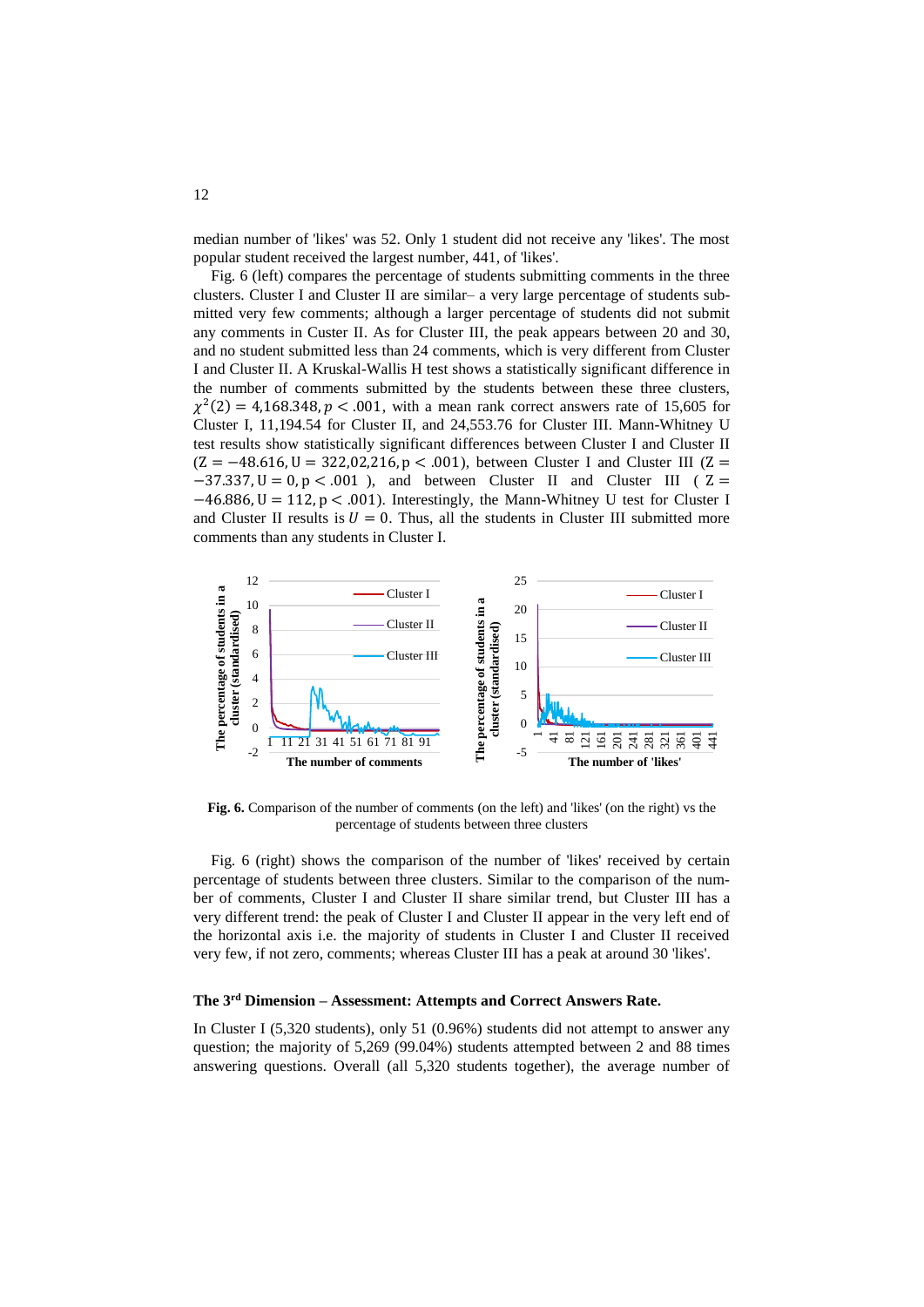median number of 'likes' was 52. Only 1 student did not receive any 'likes'. The most popular student received the largest number, 441, of 'likes'.

Fig. 6 (left) compares the percentage of students submitting comments in the three clusters. Cluster I and Cluster II are similar– a very large percentage of students submitted very few comments; although a larger percentage of students did not submit any comments in Custer II. As for Cluster III, the peak appears between 20 and 30, and no student submitted less than 24 comments, which is very different from Cluster I and Cluster II. A Kruskal-Wallis H test shows a statistically significant difference in the number of comments submitted by the students between these three clusters, $\chi^2(2) = 4{,}168.348, p < .001$, with a mean rank correct answers rate of 15,605 for Cluster I, 11,194.54 for Cluster II, and 24,553.76 for Cluster III. Mann-Whitney U test results show statistically significant differences between Cluster I and Cluster II ($\mathrm{Z} = -48.616, \mathrm{U} = 322{,}02{,}216, \mathrm{p} < .001$), between Cluster I and Cluster III ($\mathrm{Z} = -37.337, \mathrm{U} = 0, \mathrm{p} < .001$), and between Cluster II and Cluster III ($\mathrm{Z} = -46.886, \mathrm{U} = 112, \mathrm{p} < .001$). Interestingly, the Mann-Whitney U test for Cluster I and Cluster II results is $U = 0$. Thus, all the students in Cluster III submitted more comments than any students in Cluster I.

**Fig. 6.** Comparison of the number of comments (on the left) and 'likes' (on the right) vs the percentage of students between three clusters

Fig. 6 (right) shows the comparison of the number of 'likes' received by certain percentage of students between three clusters. Similar to the comparison of the number of comments, Cluster I and Cluster II share similar trend, but Cluster III has a very different trend: the peak of Cluster I and Cluster II appear in the very left end of the horizontal axis i.e. the majority of students in Cluster I and Cluster II received very few, if not zero, comments; whereas Cluster III has a peak at around 30 'likes'.

### The 3rd Dimension – Assessment: Attempts and Correct Answers Rate.

In Cluster I (5,320 students), only 51 (0.96%) students did not attempt to answer any question; the majority of 5,269 (99.04%) students attempted between 2 and 88 times answering questions. Overall (all 5,320 students together), the average number of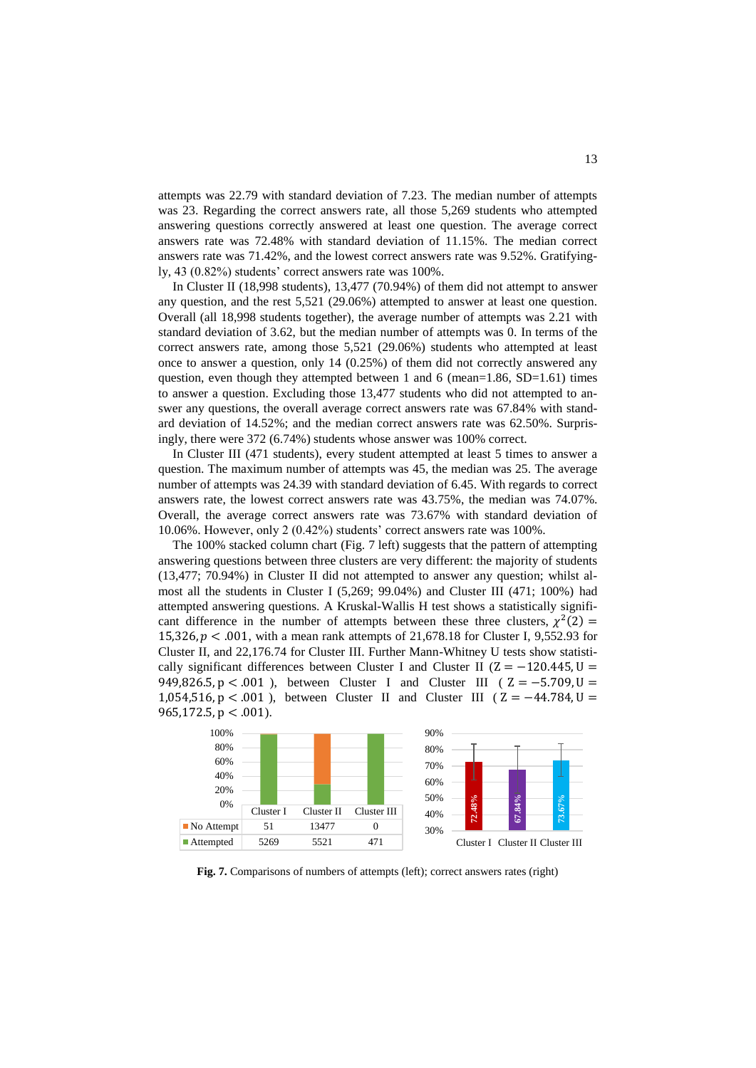attempts was 22.79 with standard deviation of 7.23. The median number of attempts was 23. Regarding the correct answers rate, all those 5,269 students who attempted answering questions correctly answered at least one question. The average correct answers rate was 72.48% with standard deviation of 11.15%. The median correct answers rate was 71.42%, and the lowest correct answers rate was 9.52%. Gratifyingly, 43 (0.82%) students' correct answers rate was 100%.

In Cluster II (18,998 students), 13,477 (70.94%) of them did not attempt to answer any question, and the rest 5,521 (29.06%) attempted to answer at least one question. Overall (all 18,998 students together), the average number of attempts was 2.21 with standard deviation of 3.62, but the median number of attempts was 0. In terms of the correct answers rate, among those 5,521 (29.06%) students who attempted at least once to answer a question, only 14 (0.25%) of them did not correctly answered any question, even though they attempted between 1 and 6 (mean=1.86, SD=1.61) times to answer a question. Excluding those 13,477 students who did not attempted to answer any questions, the overall average correct answers rate was 67.84% with standard deviation of 14.52%; and the median correct answers rate was 62.50%. Surprisingly, there were 372 (6.74%) students whose answer was 100% correct.

In Cluster III (471 students), every student attempted at least 5 times to answer a question. The maximum number of attempts was 45, the median was 25. The average number of attempts was 24.39 with standard deviation of 6.45. With regards to correct answers rate, the lowest correct answers rate was 43.75%, the median was 74.07%. Overall, the average correct answers rate was 73.67% with standard deviation of 10.06%. However, only 2 (0.42%) students' correct answers rate was 100%.

The 100% stacked column chart (Fig. 7 left) suggests that the pattern of attempting answering questions between three clusters are very different: the majority of students (13,477; 70.94%) in Cluster II did not attempted to answer any question; whilst almost all the students in Cluster I (5,269; 99.04%) and Cluster III (471; 100%) had attempted answering questions. A Kruskal-Wallis H test shows a statistically significant difference in the number of attempts between these three clusters, $\chi^2(2) = 15{,}326, p < .001$, with a mean rank attempts of 21,678.18 for Cluster I, 9,552.93 for Cluster II, and 22,176.74 for Cluster III. Further Mann-Whitney U tests show statistically significant differences between Cluster I and Cluster II ($Z = -120.445, U = 949{,}826.5, p < .001$), between Cluster I and Cluster III ($Z = -5.709, U = 1{,}054{,}516, p < .001$), between Cluster II and Cluster III ($Z = -44.784, U = 965{,}172.5, p < .001$).

| | Cluster I | Cluster II | Cluster III |
|---|---|---|---|
| No Attempt | 51 | 13477 | 0 |
| Attempted | 5269 | 5521 | 471 |

**Fig. 7.** Comparisons of numbers of attempts (left); correct answers rates (right)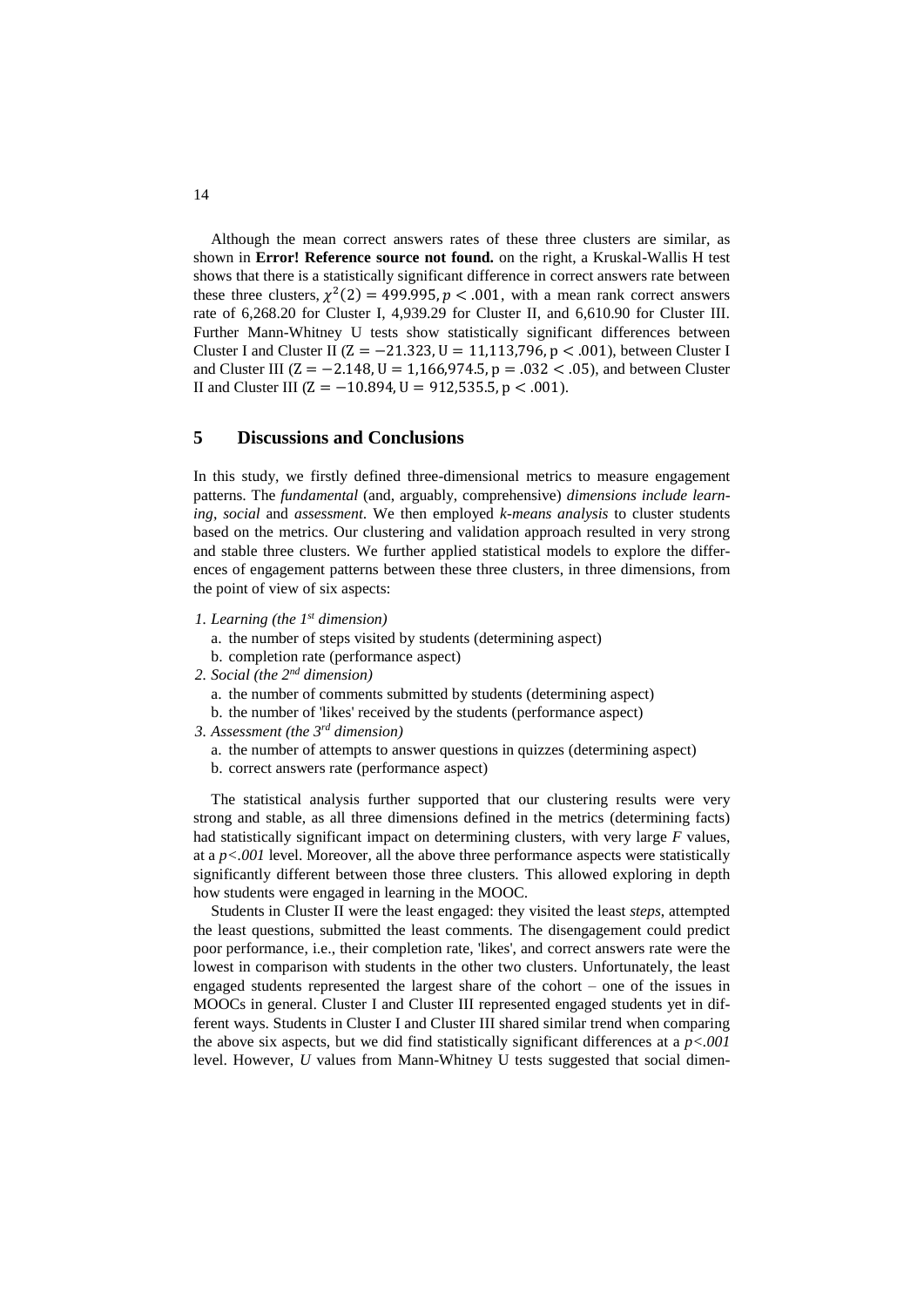Although the mean correct answers rates of these three clusters are similar, as shown in **Error! Reference source not found.** on the right, a Kruskal-Wallis H test shows that there is a statistically significant difference in correct answers rate between these three clusters, $\chi^2(2) = 499.995, p < .001$, with a mean rank correct answers rate of 6,268.20 for Cluster I, 4,939.29 for Cluster II, and 6,610.90 for Cluster III. Further Mann-Whitney U tests show statistically significant differences between Cluster I and Cluster II ($\mathrm{Z} = -21.323, \mathrm{U} = 11{,}113{,}796, \mathrm{p} < .001$), between Cluster I and Cluster III ($\mathrm{Z} = -2.148, \mathrm{U} = 1{,}166{,}974.5, \mathrm{p} = .032 < .05$), and between Cluster II and Cluster III ($\mathrm{Z} = -10.894, \mathrm{U} = 912{,}535.5, \mathrm{p} < .001$).

## 5 Discussions and Conclusions

In this study, we firstly defined three-dimensional metrics to measure engagement patterns. The *fundamental* (and, arguably, comprehensive) *dimensions include learning*, *social* and *assessment*. We then employed *k-means analysis* to cluster students based on the metrics. Our clustering and validation approach resulted in very strong and stable three clusters. We further applied statistical models to explore the differences of engagement patterns between these three clusters, in three dimensions, from the point of view of six aspects:

1. *Learning (the 1st dimension)*
   a. the number of steps visited by students (determining aspect)
   b. completion rate (performance aspect)
2. *Social (the 2nd dimension)*
   a. the number of comments submitted by students (determining aspect)
   b. the number of 'likes' received by the students (performance aspect)
3. *Assessment (the 3rd dimension)*
   a. the number of attempts to answer questions in quizzes (determining aspect)
   b. correct answers rate (performance aspect)

The statistical analysis further supported that our clustering results were very strong and stable, as all three dimensions defined in the metrics (determining facts) had statistically significant impact on determining clusters, with very large *F* values, at a *p<.001* level. Moreover, all the above three performance aspects were statistically significantly different between those three clusters. This allowed exploring in depth how students were engaged in learning in the MOOC.

Students in Cluster II were the least engaged: they visited the least *steps*, attempted the least questions, submitted the least comments. The disengagement could predict poor performance, i.e., their completion rate, 'likes', and correct answers rate were the lowest in comparison with students in the other two clusters. Unfortunately, the least engaged students represented the largest share of the cohort – one of the issues in MOOCs in general. Cluster I and Cluster III represented engaged students yet in different ways. Students in Cluster I and Cluster III shared similar trend when comparing the above six aspects, but we did find statistically significant differences at a *p<.001* level. However, *U* values from Mann-Whitney U tests suggested that social dimen-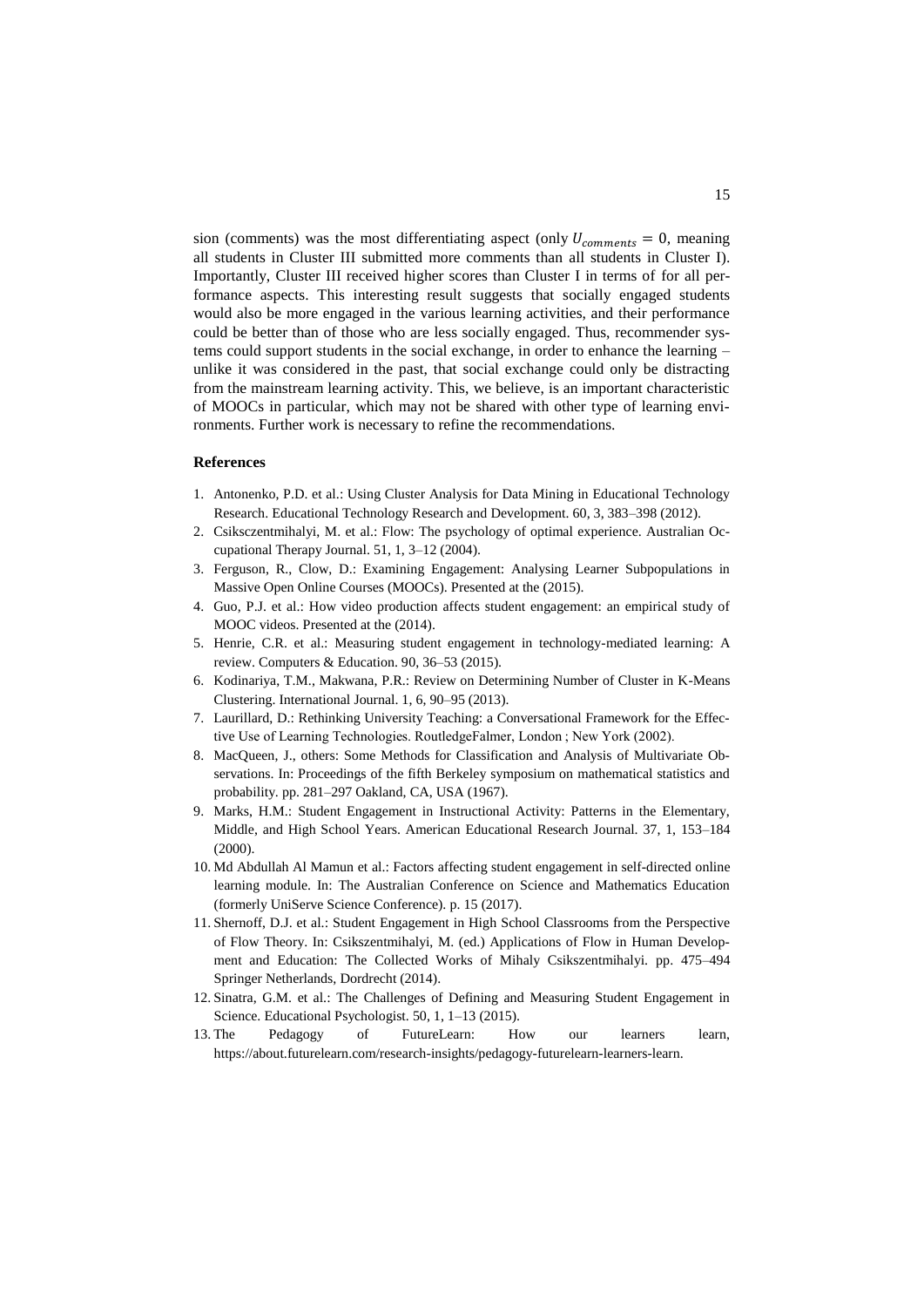sion (comments) was the most differentiating aspect (only $U_{comments} = 0$, meaning all students in Cluster III submitted more comments than all students in Cluster I). Importantly, Cluster III received higher scores than Cluster I in terms of for all performance aspects. This interesting result suggests that socially engaged students would also be more engaged in the various learning activities, and their performance could be better than of those who are less socially engaged. Thus, recommender systems could support students in the social exchange, in order to enhance the learning – unlike it was considered in the past, that social exchange could only be distracting from the mainstream learning activity. This, we believe, is an important characteristic of MOOCs in particular, which may not be shared with other type of learning environments. Further work is necessary to refine the recommendations.

## References

1. Antonenko, P.D. et al.: Using Cluster Analysis for Data Mining in Educational Technology Research. Educational Technology Research and Development. 60, 3, 383–398 (2012).
2. Csikszentmihalyi, M. et al.: Flow: The psychology of optimal experience. Australian Occupational Therapy Journal. 51, 1, 3–12 (2004).
3. Ferguson, R., Clow, D.: Examining Engagement: Analysing Learner Subpopulations in Massive Open Online Courses (MOOCs). Presented at the (2015).
4. Guo, P.J. et al.: How video production affects student engagement: an empirical study of MOOC videos. Presented at the (2014).
5. Henrie, C.R. et al.: Measuring student engagement in technology-mediated learning: A review. Computers & Education. 90, 36–53 (2015).
6. Kodinariya, T.M., Makwana, P.R.: Review on Determining Number of Cluster in K-Means Clustering. International Journal. 1, 6, 90–95 (2013).
7. Laurillard, D.: Rethinking University Teaching: a Conversational Framework for the Effective Use of Learning Technologies. RoutledgeFalmer, London ; New York (2002).
8. MacQueen, J., others: Some Methods for Classification and Analysis of Multivariate Observations. In: Proceedings of the fifth Berkeley symposium on mathematical statistics and probability. pp. 281–297 Oakland, CA, USA (1967).
9. Marks, H.M.: Student Engagement in Instructional Activity: Patterns in the Elementary, Middle, and High School Years. American Educational Research Journal. 37, 1, 153–184 (2000).
10. Md Abdullah Al Mamun et al.: Factors affecting student engagement in self-directed online learning module. In: The Australian Conference on Science and Mathematics Education (formerly UniServe Science Conference). p. 15 (2017).
11. Shernoff, D.J. et al.: Student Engagement in High School Classrooms from the Perspective of Flow Theory. In: Csikszentmihalyi, M. (ed.) Applications of Flow in Human Development and Education: The Collected Works of Mihaly Csikszentmihalyi. pp. 475–494 Springer Netherlands, Dordrecht (2014).
12. Sinatra, G.M. et al.: The Challenges of Defining and Measuring Student Engagement in Science. Educational Psychologist. 50, 1, 1–13 (2015).
13. The Pedagogy of FutureLearn: How our learners learn, https://about.futurelearn.com/research-insights/pedagogy-futurelearn-learners-learn.